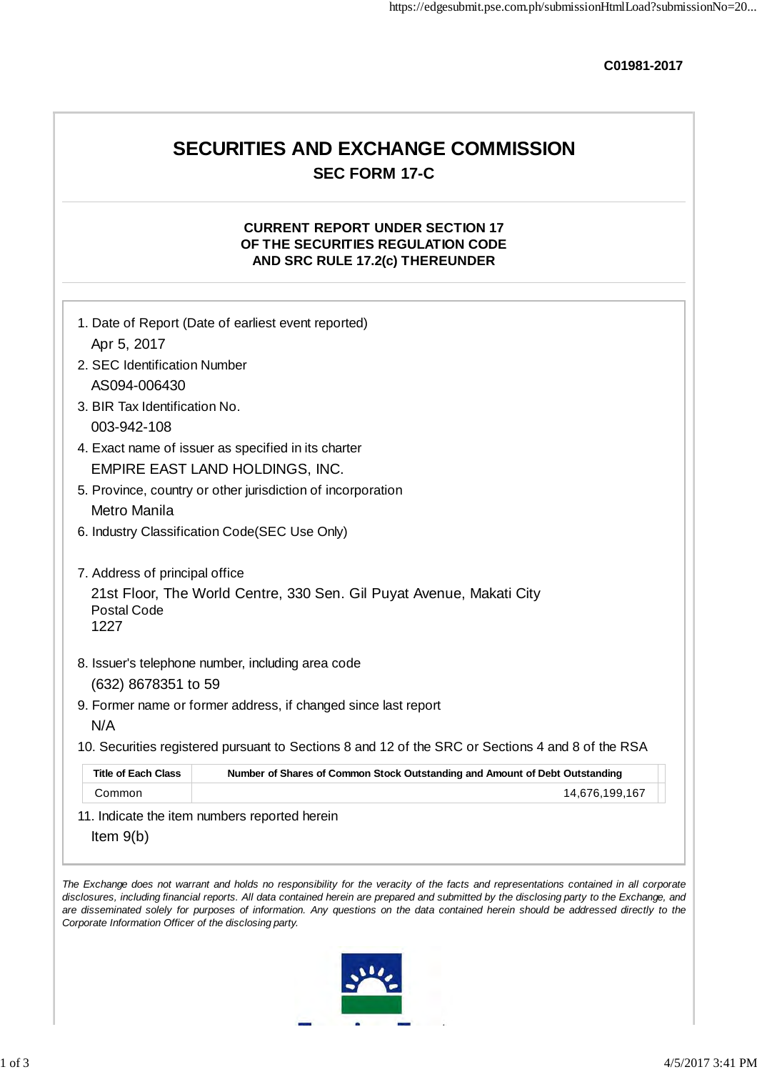C01981-2017

# SECURITIES AND EXCHANGE COMMISSION

## SEC FORM 17-C

### CURRENT REPORT UNDER SECTION 17 OF THE SECURITIES REGULATION CODE AND SRC RULE 17.2(c) THEREUNDER

1. Date of Report (Date of earliest event reported)

   Apr 5, 2017

2. SEC Identification Number

   AS094-006430

3. BIR Tax Identification No.

   003-942-108

4. Exact name of issuer as specified in its charter

   EMPIRE EAST LAND HOLDINGS, INC.

5. Province, country or other jurisdiction of incorporation

   Metro Manila

6. Industry Classification Code(SEC Use Only)

7. Address of principal office

   21st Floor, The World Centre, 330 Sen. Gil Puyat Avenue, Makati City
   Postal Code
   1227

8. Issuer's telephone number, including area code

   (632) 8678351 to 59

9. Former name or former address, if changed since last report

   N/A

10. Securities registered pursuant to Sections 8 and 12 of the SRC or Sections 4 and 8 of the RSA

| Title of Each Class | Number of Shares of Common Stock Outstanding and Amount of Debt Outstanding |
|---|---|
| Common | 14,676,199,167 |

11. Indicate the item numbers reported herein

    Item 9(b)

*The Exchange does not warrant and holds no responsibility for the veracity of the facts and representations contained in all corporate disclosures, including financial reports. All data contained herein are prepared and submitted by the disclosing party to the Exchange, and are disseminated solely for purposes of information. Any questions on the data contained herein should be addressed directly to the Corporate Information Officer of the disclosing party.*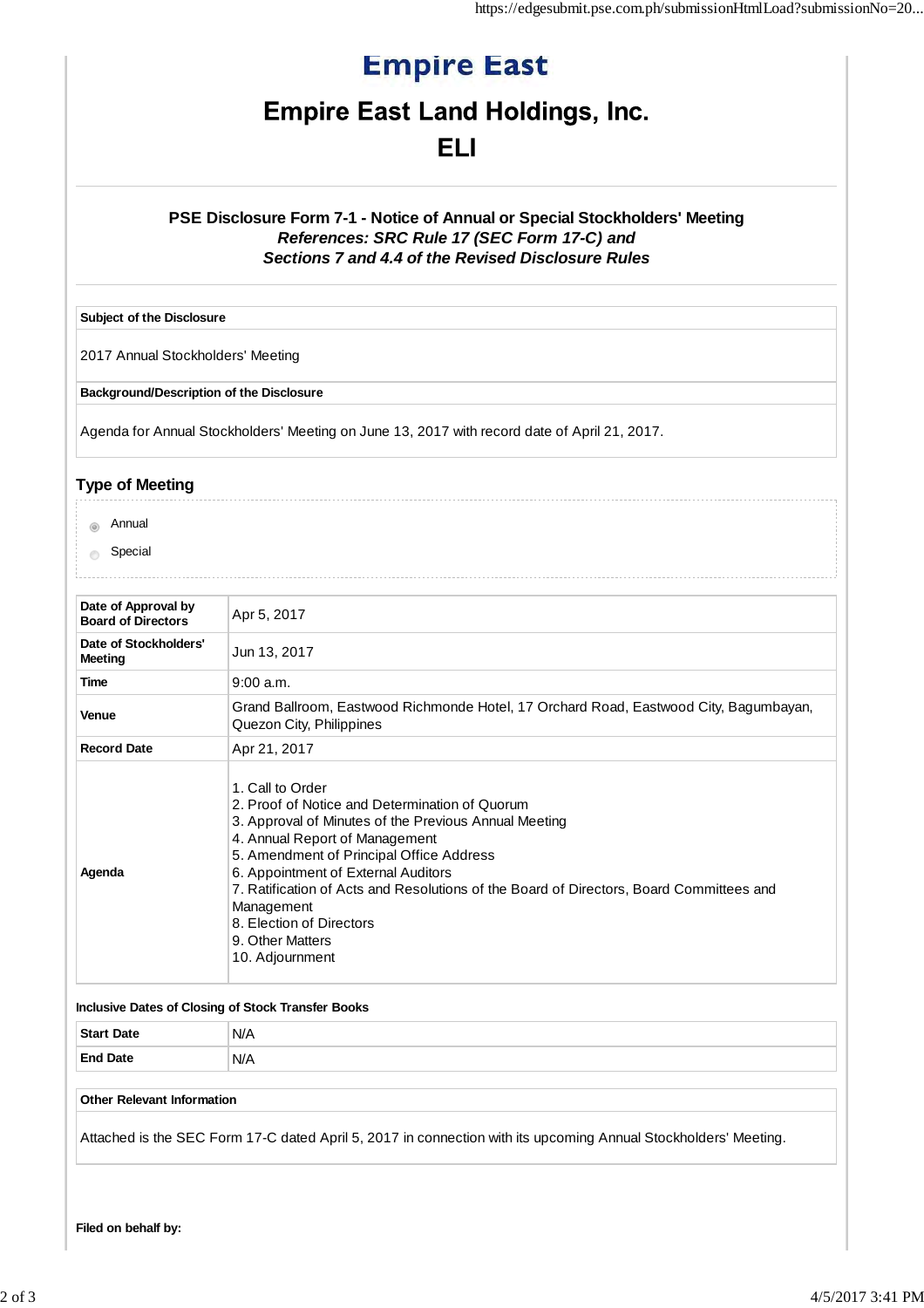# Empire East

# Empire East Land Holdings, Inc.

# ELI

### PSE Disclosure Form 7-1 - Notice of Annual or Special Stockholders' Meeting

***References: SRC Rule 17 (SEC Form 17-C) and***
***Sections 7 and 4.4 of the Revised Disclosure Rules***

| Subject of the Disclosure |
|---|
| 2017 Annual Stockholders' Meeting |

| Background/Description of the Disclosure |
|---|
| Agenda for Annual Stockholders' Meeting on June 13, 2017 with record date of April 21, 2017. |

## Type of Meeting

- ◉ Annual
- ○ Special

| | |
|---|---|
| **Date of Approval by Board of Directors** | Apr 5, 2017 |
| **Date of Stockholders' Meeting** | Jun 13, 2017 |
| **Time** | 9:00 a.m. |
| **Venue** | Grand Ballroom, Eastwood Richmonde Hotel, 17 Orchard Road, Eastwood City, Bagumbayan, Quezon City, Philippines |
| **Record Date** | Apr 21, 2017 |
| **Agenda** | 1. Call to Order<br>2. Proof of Notice and Determination of Quorum<br>3. Approval of Minutes of the Previous Annual Meeting<br>4. Annual Report of Management<br>5. Amendment of Principal Office Address<br>6. Appointment of External Auditors<br>7. Ratification of Acts and Resolutions of the Board of Directors, Board Committees and Management<br>8. Election of Directors<br>9. Other Matters<br>10. Adjournment |

**Inclusive Dates of Closing of Stock Transfer Books**

| | |
|---|---|
| **Start Date** | N/A |
| **End Date** | N/A |

| Other Relevant Information |
|---|
| Attached is the SEC Form 17-C dated April 5, 2017 in connection with its upcoming Annual Stockholders' Meeting. |

**Filed on behalf by:**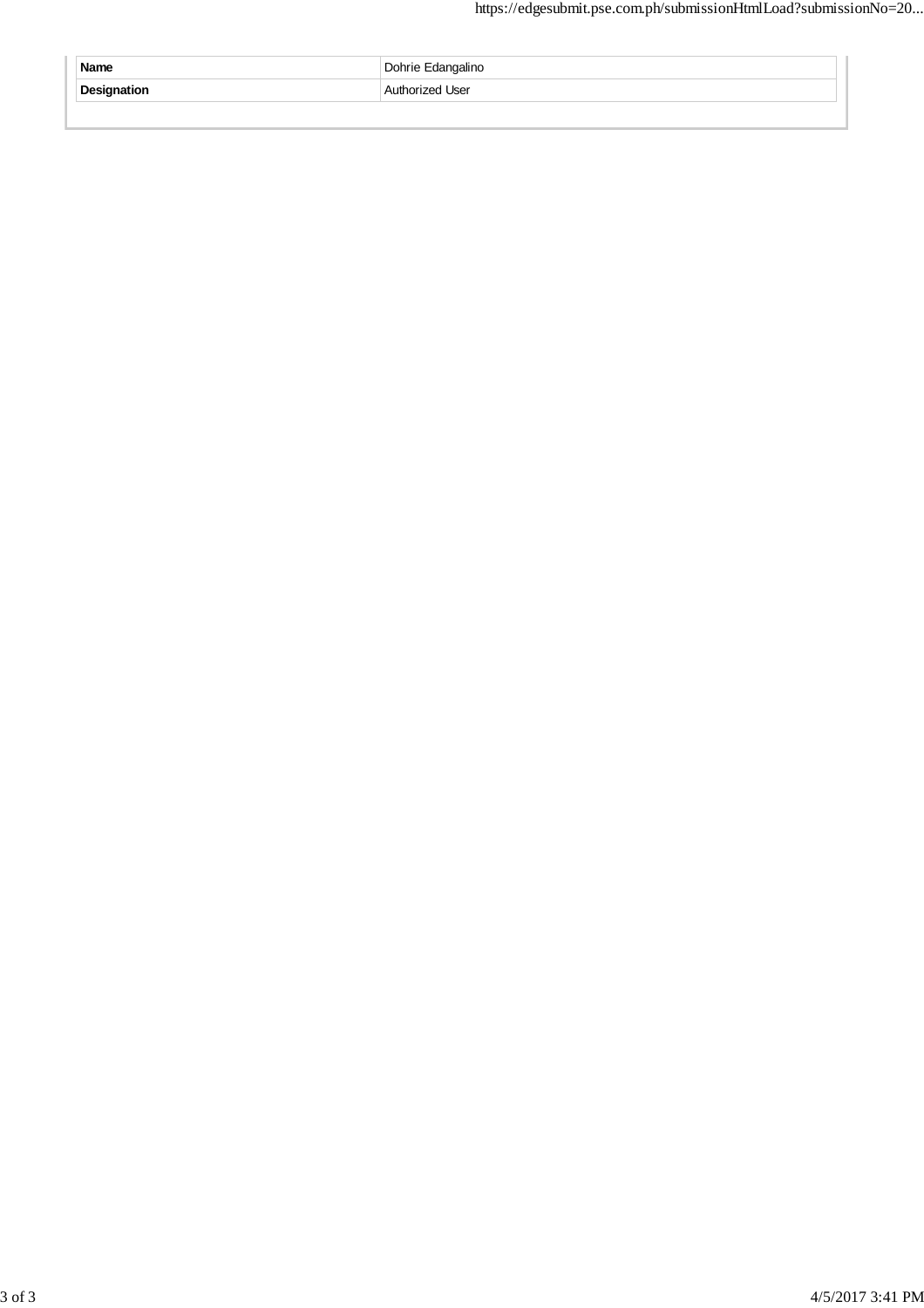| Name | Dohrie Edangalino |
| --- | --- |
| Designation | Authorized User |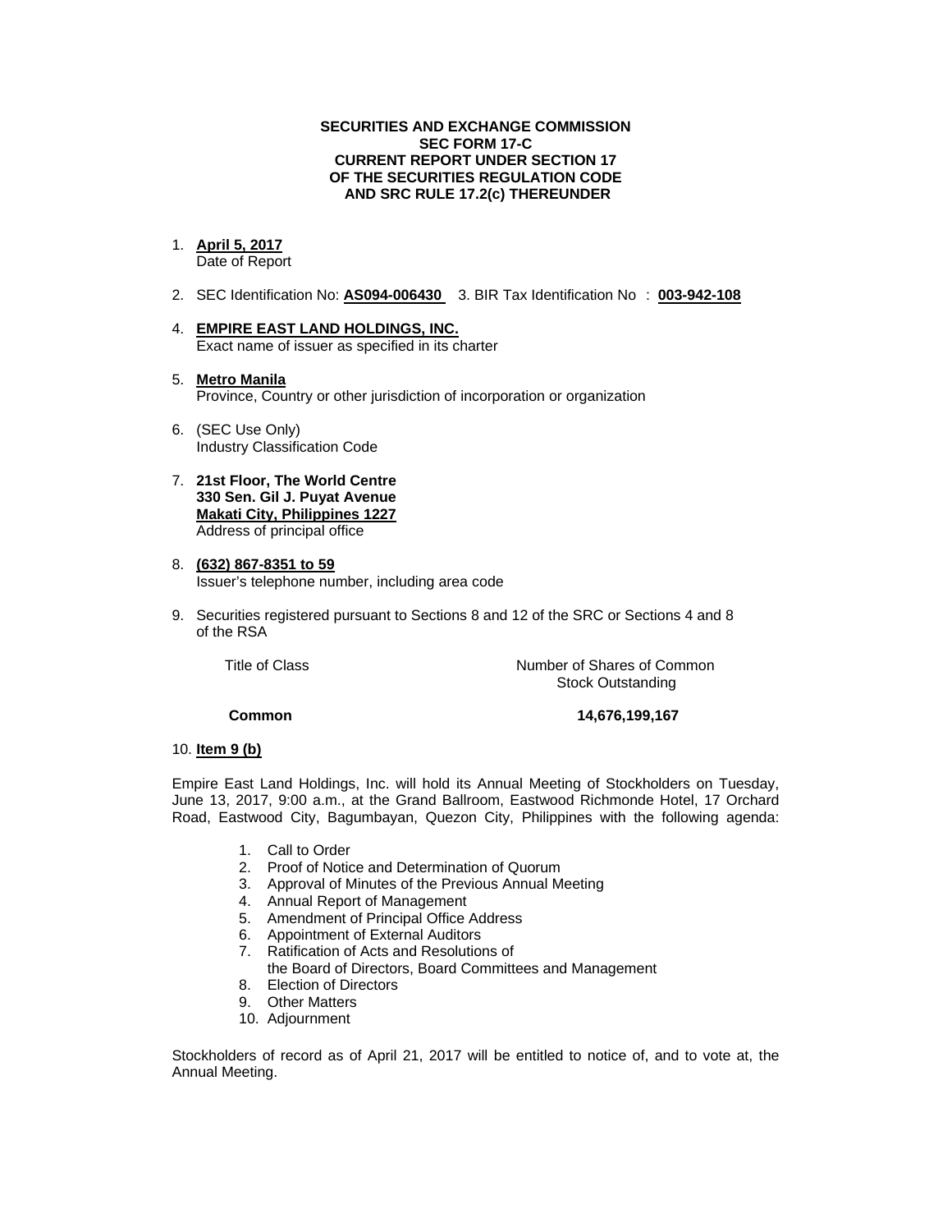**SECURITIES AND EXCHANGE COMMISSION**
**SEC FORM 17-C**
**CURRENT REPORT UNDER SECTION 17**
**OF THE SECURITIES REGULATION CODE**
**AND SRC RULE 17.2(c) THEREUNDER**

1. **April 5, 2017**
   Date of Report

2. SEC Identification No: **AS094-006430** 3. BIR Tax Identification No : **003-942-108**

4. **EMPIRE EAST LAND HOLDINGS, INC.**
   Exact name of issuer as specified in its charter

5. **Metro Manila**
   Province, Country or other jurisdiction of incorporation or organization

6. (SEC Use Only)
   Industry Classification Code

7. **21st Floor, The World Centre**
   **330 Sen. Gil J. Puyat Avenue**
   **Makati City, Philippines 1227**
   Address of principal office

8. **(632) 867-8351 to 59**
   Issuer's telephone number, including area code

9. Securities registered pursuant to Sections 8 and 12 of the SRC or Sections 4 and 8 of the RSA

| Title of Class | Number of Shares of Common Stock Outstanding |
|---|---|
| **Common** | **14,676,199,167** |

10. **Item 9 (b)**

Empire East Land Holdings, Inc. will hold its Annual Meeting of Stockholders on Tuesday, June 13, 2017, 9:00 a.m., at the Grand Ballroom, Eastwood Richmonde Hotel, 17 Orchard Road, Eastwood City, Bagumbayan, Quezon City, Philippines with the following agenda:

1. Call to Order
2. Proof of Notice and Determination of Quorum
3. Approval of Minutes of the Previous Annual Meeting
4. Annual Report of Management
5. Amendment of Principal Office Address
6. Appointment of External Auditors
7. Ratification of Acts and Resolutions of
   the Board of Directors, Board Committees and Management
8. Election of Directors
9. Other Matters
10. Adjournment

Stockholders of record as of April 21, 2017 will be entitled to notice of, and to vote at, the Annual Meeting.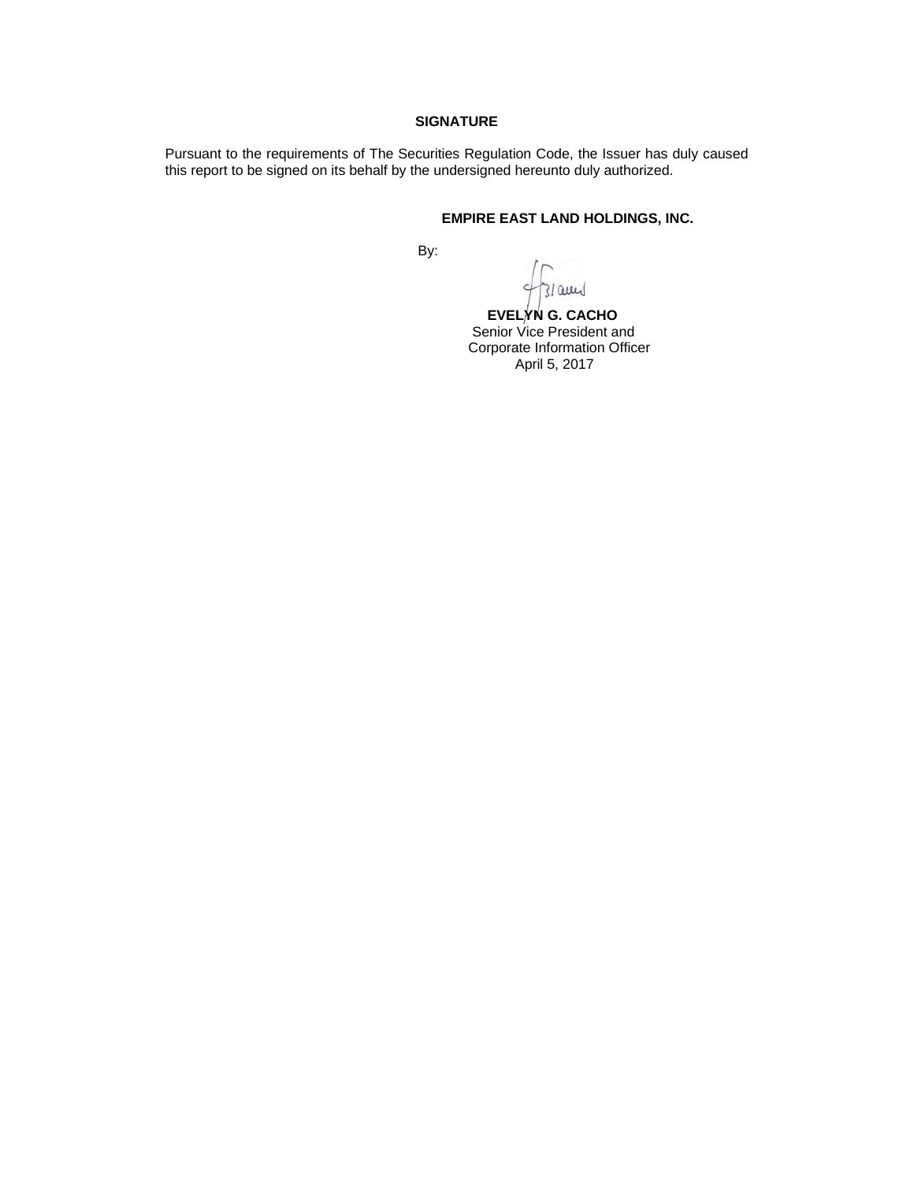## SIGNATURE

Pursuant to the requirements of The Securities Regulation Code, the Issuer has duly caused this report to be signed on its behalf by the undersigned hereunto duly authorized.

**EMPIRE EAST LAND HOLDINGS, INC.**

By:

**EVELYN G. CACHO**
Senior Vice President and
Corporate Information Officer
April 5, 2017